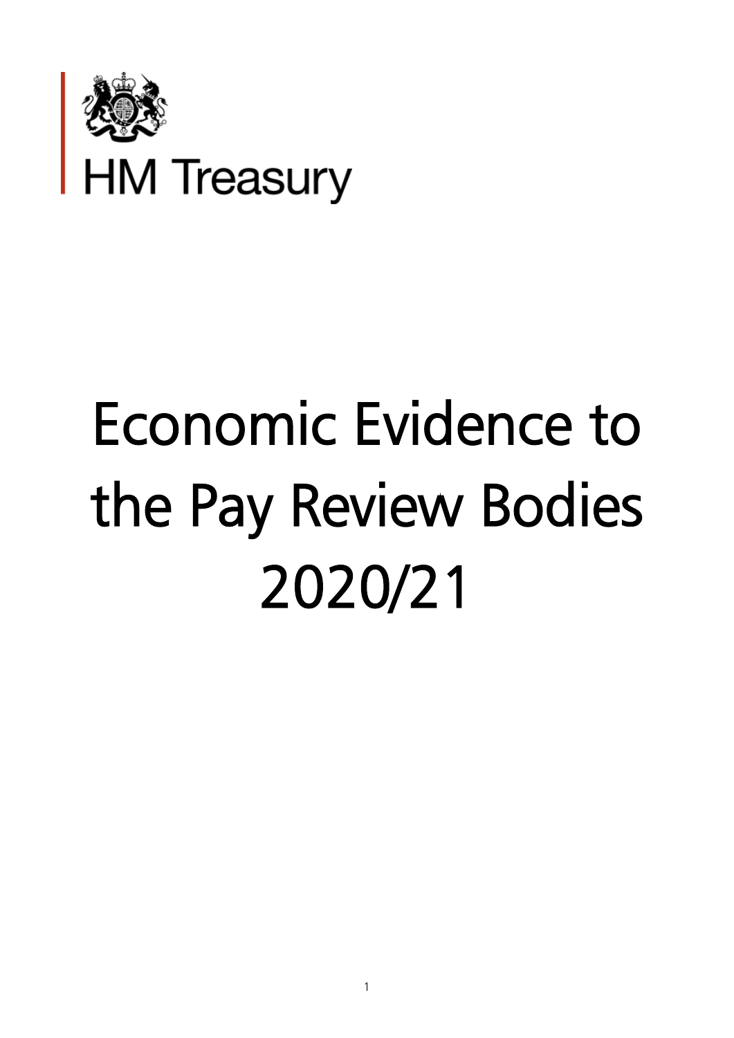HM Treasury

# Economic Evidence to the Pay Review Bodies 2020/21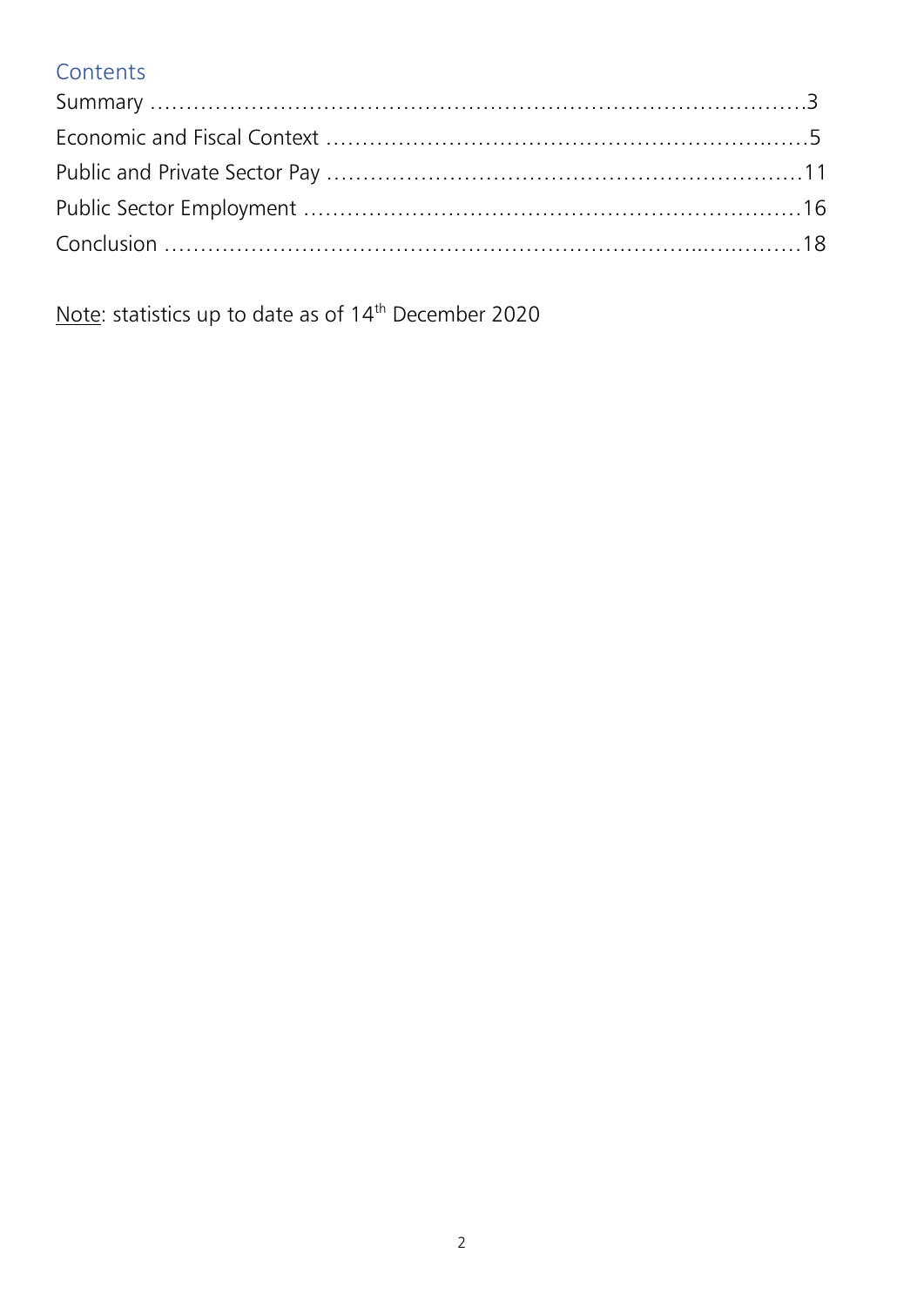## Contents

Summary ....................................................................................3
Economic and Fiscal Context ..........................................................5
Public and Private Sector Pay ........................................................11
Public Sector Employment .............................................................16
Conclusion ....................................................................................18

Note: statistics up to date as of 14th December 2020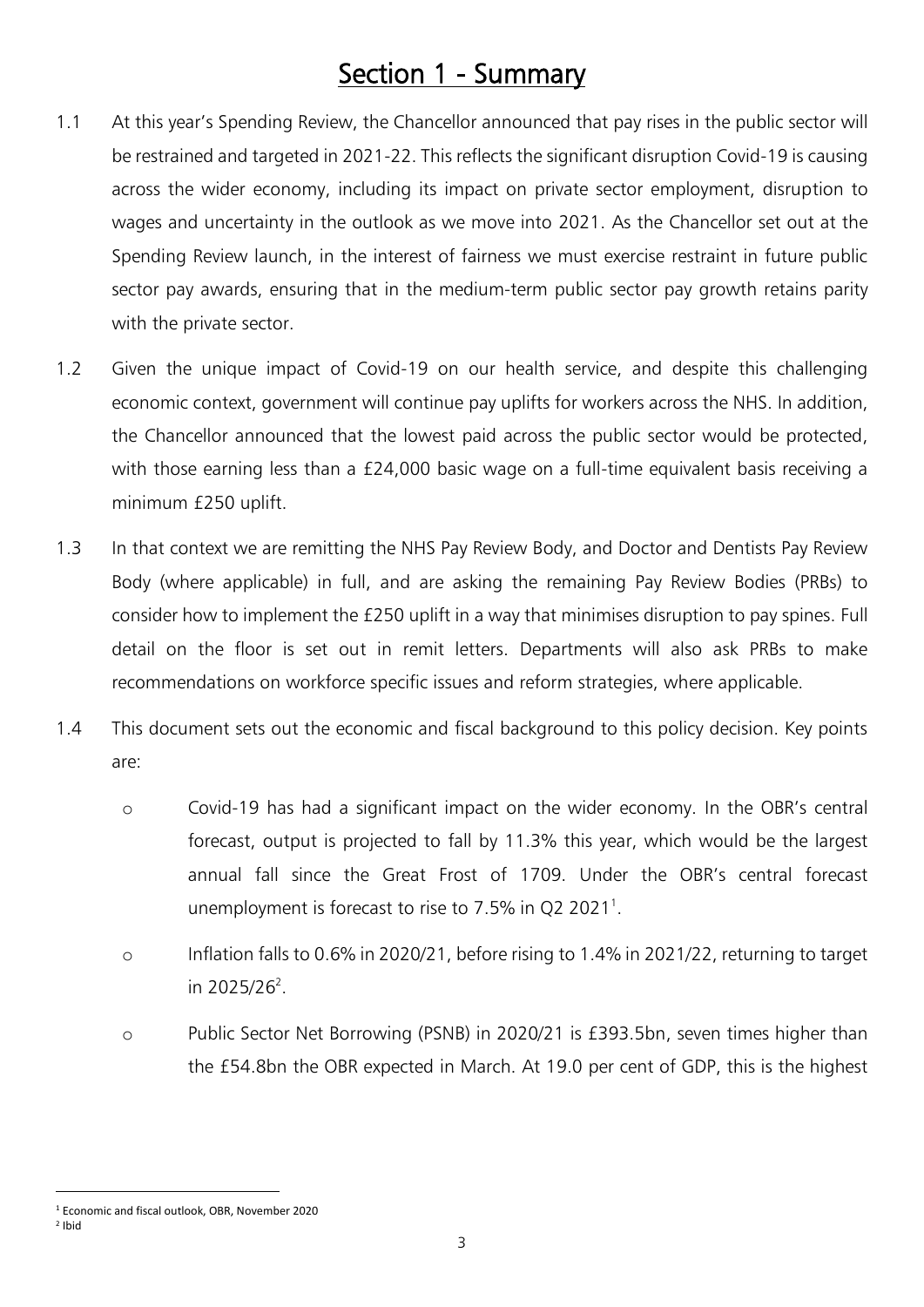# Section 1 - Summary

1.1 At this year's Spending Review, the Chancellor announced that pay rises in the public sector will be restrained and targeted in 2021-22. This reflects the significant disruption Covid-19 is causing across the wider economy, including its impact on private sector employment, disruption to wages and uncertainty in the outlook as we move into 2021. As the Chancellor set out at the Spending Review launch, in the interest of fairness we must exercise restraint in future public sector pay awards, ensuring that in the medium-term public sector pay growth retains parity with the private sector.

1.2 Given the unique impact of Covid-19 on our health service, and despite this challenging economic context, government will continue pay uplifts for workers across the NHS. In addition, the Chancellor announced that the lowest paid across the public sector would be protected, with those earning less than a £24,000 basic wage on a full-time equivalent basis receiving a minimum £250 uplift.

1.3 In that context we are remitting the NHS Pay Review Body, and Doctor and Dentists Pay Review Body (where applicable) in full, and are asking the remaining Pay Review Bodies (PRBs) to consider how to implement the £250 uplift in a way that minimises disruption to pay spines. Full detail on the floor is set out in remit letters. Departments will also ask PRBs to make recommendations on workforce specific issues and reform strategies, where applicable.

1.4 This document sets out the economic and fiscal background to this policy decision. Key points are:

- Covid-19 has had a significant impact on the wider economy. In the OBR's central forecast, output is projected to fall by 11.3% this year, which would be the largest annual fall since the Great Frost of 1709. Under the OBR's central forecast unemployment is forecast to rise to 7.5% in Q2 2021[1].
- Inflation falls to 0.6% in 2020/21, before rising to 1.4% in 2021/22, returning to target in 2025/26[2].
- Public Sector Net Borrowing (PSNB) in 2020/21 is £393.5bn, seven times higher than the £54.8bn the OBR expected in March. At 19.0 per cent of GDP, this is the highest

[1] Economic and fiscal outlook, OBR, November 2020

[2] Ibid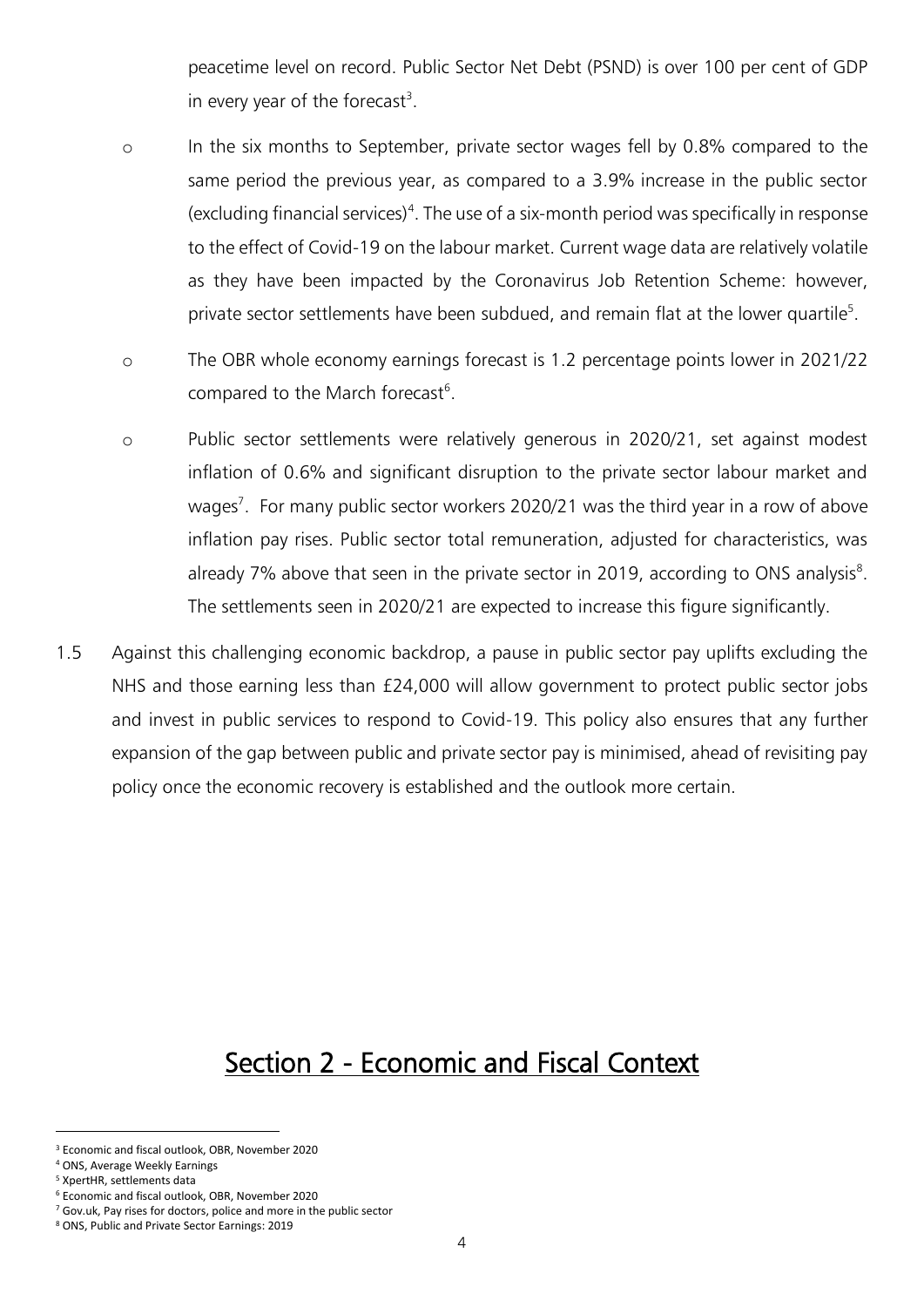peacetime level on record. Public Sector Net Debt (PSND) is over 100 per cent of GDP in every year of the forecast[3].

- In the six months to September, private sector wages fell by 0.8% compared to the same period the previous year, as compared to a 3.9% increase in the public sector (excluding financial services)[4]. The use of a six-month period was specifically in response to the effect of Covid-19 on the labour market. Current wage data are relatively volatile as they have been impacted by the Coronavirus Job Retention Scheme: however, private sector settlements have been subdued, and remain flat at the lower quartile[5].

- The OBR whole economy earnings forecast is 1.2 percentage points lower in 2021/22 compared to the March forecast[6].

- Public sector settlements were relatively generous in 2020/21, set against modest inflation of 0.6% and significant disruption to the private sector labour market and wages[7]. For many public sector workers 2020/21 was the third year in a row of above inflation pay rises. Public sector total remuneration, adjusted for characteristics, was already 7% above that seen in the private sector in 2019, according to ONS analysis[8]. The settlements seen in 2020/21 are expected to increase this figure significantly.

1.5 Against this challenging economic backdrop, a pause in public sector pay uplifts excluding the NHS and those earning less than £24,000 will allow government to protect public sector jobs and invest in public services to respond to Covid-19. This policy also ensures that any further expansion of the gap between public and private sector pay is minimised, ahead of revisiting pay policy once the economic recovery is established and the outlook more certain.

## Section 2 - Economic and Fiscal Context

[3] Economic and fiscal outlook, OBR, November 2020
[4] ONS, Average Weekly Earnings
[5] XpertHR, settlements data
[6] Economic and fiscal outlook, OBR, November 2020
[7] Gov.uk, Pay rises for doctors, police and more in the public sector
[8] ONS, Public and Private Sector Earnings: 2019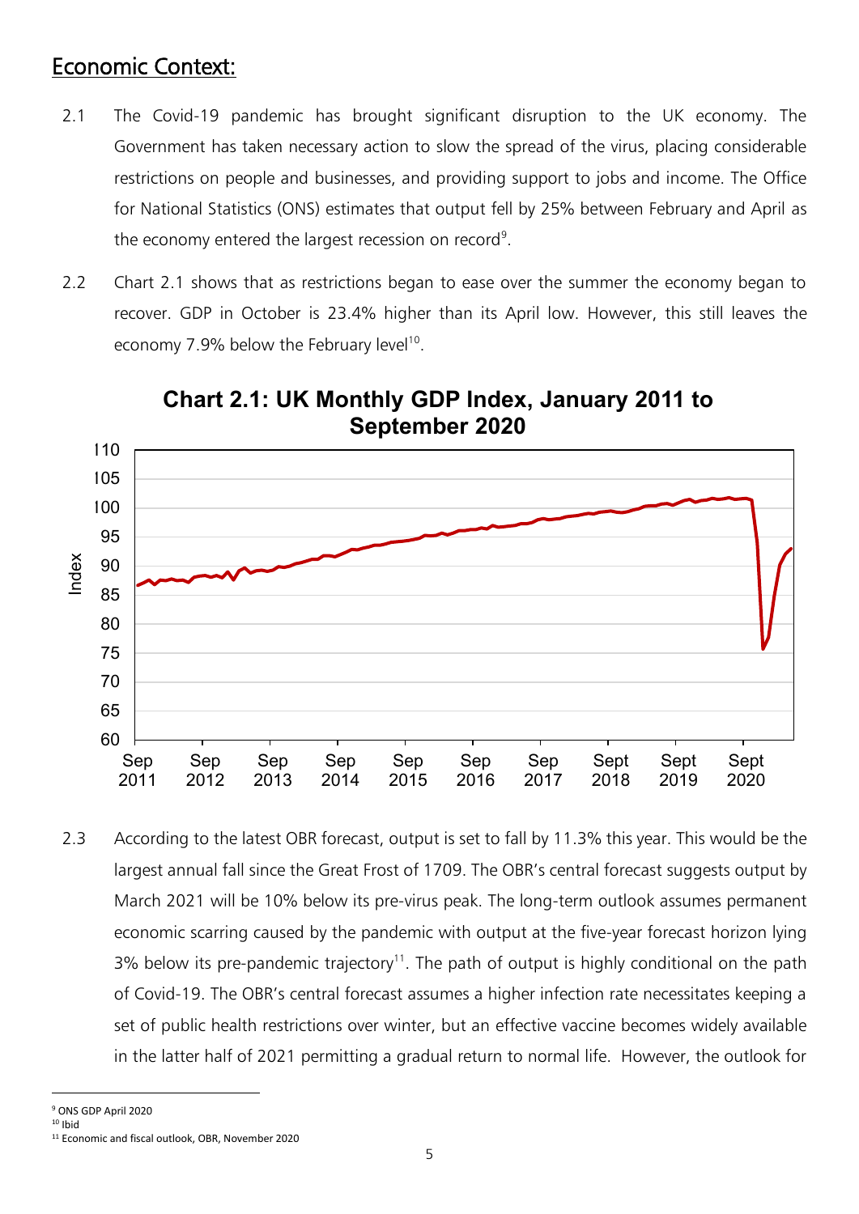## Economic Context:

2.1 The Covid-19 pandemic has brought significant disruption to the UK economy. The Government has taken necessary action to slow the spread of the virus, placing considerable restrictions on people and businesses, and providing support to jobs and income. The Office for National Statistics (ONS) estimates that output fell by 25% between February and April as the economy entered the largest recession on record[9].

2.2 Chart 2.1 shows that as restrictions began to ease over the summer the economy began to recover. GDP in October is 23.4% higher than its April low. However, this still leaves the economy 7.9% below the February level[10].

**Chart 2.1: UK Monthly GDP Index, January 2011 to September 2020**

2.3 According to the latest OBR forecast, output is set to fall by 11.3% this year. This would be the largest annual fall since the Great Frost of 1709. The OBR's central forecast suggests output by March 2021 will be 10% below its pre-virus peak. The long-term outlook assumes permanent economic scarring caused by the pandemic with output at the five-year forecast horizon lying 3% below its pre-pandemic trajectory[11]. The path of output is highly conditional on the path of Covid-19. The OBR's central forecast assumes a higher infection rate necessitates keeping a set of public health restrictions over winter, but an effective vaccine becomes widely available in the latter half of 2021 permitting a gradual return to normal life. However, the outlook for

---

[9] ONS GDP April 2020

[10] Ibid

[11] Economic and fiscal outlook, OBR, November 2020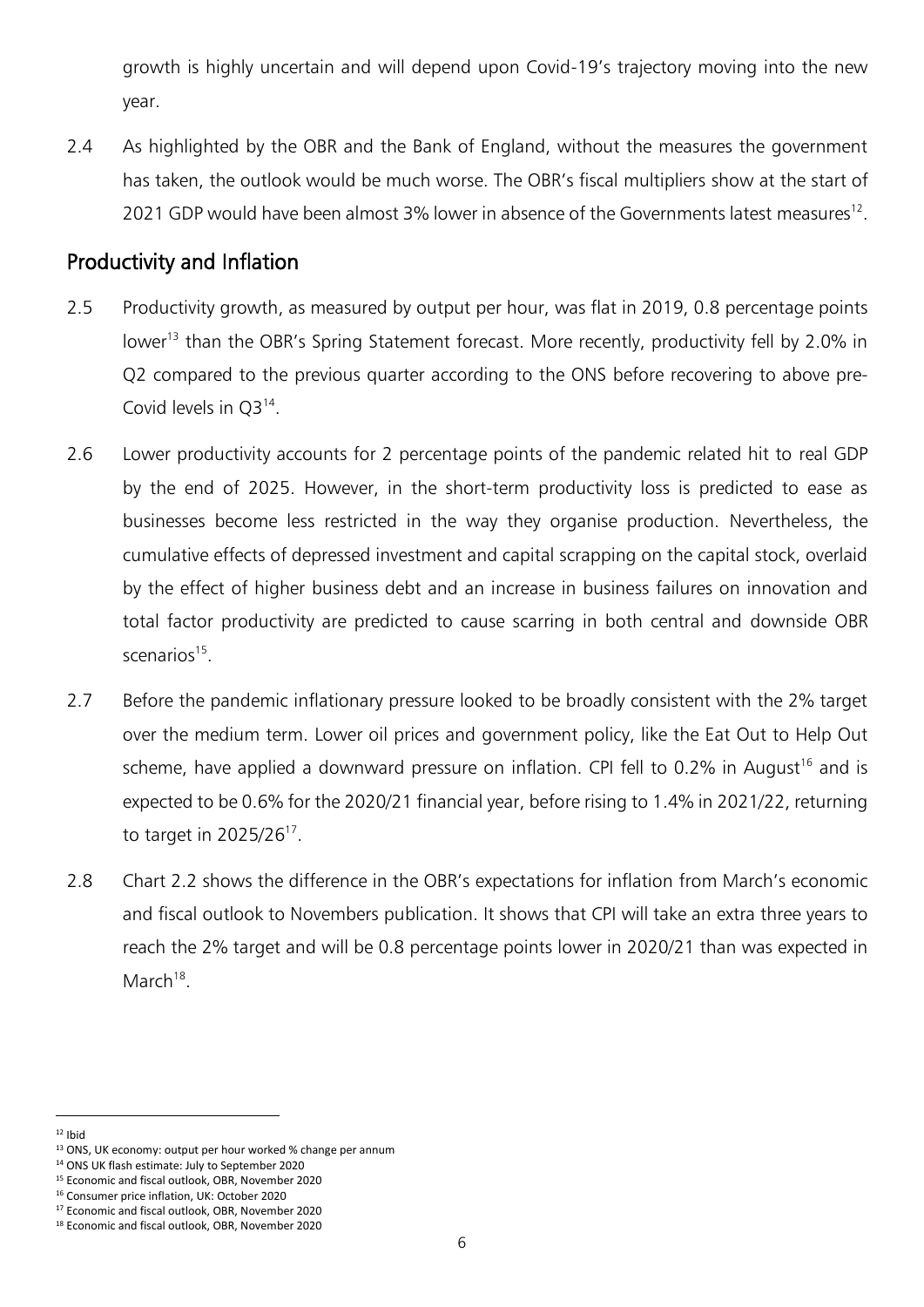growth is highly uncertain and will depend upon Covid-19's trajectory moving into the new year.

2.4 As highlighted by the OBR and the Bank of England, without the measures the government has taken, the outlook would be much worse. The OBR's fiscal multipliers show at the start of 2021 GDP would have been almost 3% lower in absence of the Governments latest measures[12].

## Productivity and Inflation

2.5 Productivity growth, as measured by output per hour, was flat in 2019, 0.8 percentage points lower[13] than the OBR's Spring Statement forecast. More recently, productivity fell by 2.0% in Q2 compared to the previous quarter according to the ONS before recovering to above pre-Covid levels in Q3[14].

2.6 Lower productivity accounts for 2 percentage points of the pandemic related hit to real GDP by the end of 2025. However, in the short-term productivity loss is predicted to ease as businesses become less restricted in the way they organise production. Nevertheless, the cumulative effects of depressed investment and capital scrapping on the capital stock, overlaid by the effect of higher business debt and an increase in business failures on innovation and total factor productivity are predicted to cause scarring in both central and downside OBR scenarios[15].

2.7 Before the pandemic inflationary pressure looked to be broadly consistent with the 2% target over the medium term. Lower oil prices and government policy, like the Eat Out to Help Out scheme, have applied a downward pressure on inflation. CPI fell to 0.2% in August[16] and is expected to be 0.6% for the 2020/21 financial year, before rising to 1.4% in 2021/22, returning to target in 2025/26[17].

2.8 Chart 2.2 shows the difference in the OBR's expectations for inflation from March's economic and fiscal outlook to Novembers publication. It shows that CPI will take an extra three years to reach the 2% target and will be 0.8 percentage points lower in 2020/21 than was expected in March[18].

---

[12] Ibid
[13] ONS, UK economy: output per hour worked % change per annum
[14] ONS UK flash estimate: July to September 2020
[15] Economic and fiscal outlook, OBR, November 2020
[16] Consumer price inflation, UK: October 2020
[17] Economic and fiscal outlook, OBR, November 2020
[18] Economic and fiscal outlook, OBR, November 2020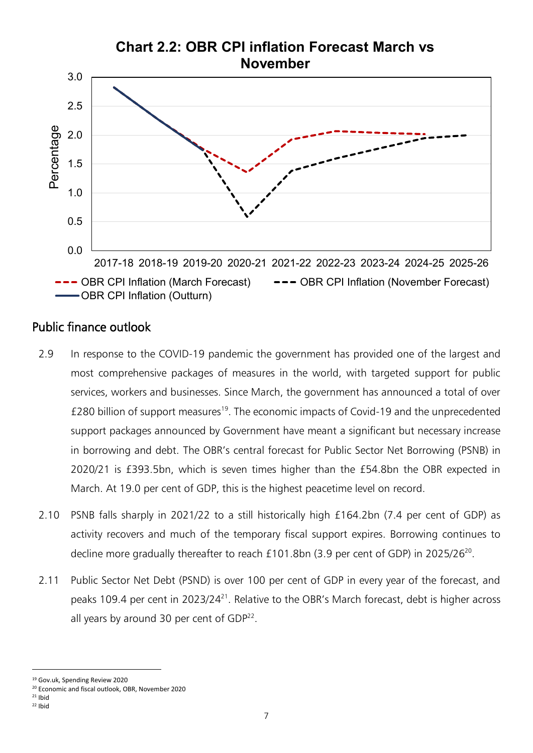**Chart 2.2: OBR CPI inflation Forecast March vs November**

Public finance outlook

2.9 In response to the COVID-19 pandemic the government has provided one of the largest and most comprehensive packages of measures in the world, with targeted support for public services, workers and businesses. Since March, the government has announced a total of over £280 billion of support measures[19]. The economic impacts of Covid-19 and the unprecedented support packages announced by Government have meant a significant but necessary increase in borrowing and debt. The OBR's central forecast for Public Sector Net Borrowing (PSNB) in 2020/21 is £393.5bn, which is seven times higher than the £54.8bn the OBR expected in March. At 19.0 per cent of GDP, this is the highest peacetime level on record.

2.10 PSNB falls sharply in 2021/22 to a still historically high £164.2bn (7.4 per cent of GDP) as activity recovers and much of the temporary fiscal support expires. Borrowing continues to decline more gradually thereafter to reach £101.8bn (3.9 per cent of GDP) in 2025/26[20].

2.11 Public Sector Net Debt (PSND) is over 100 per cent of GDP in every year of the forecast, and peaks 109.4 per cent in 2023/24[21]. Relative to the OBR's March forecast, debt is higher across all years by around 30 per cent of GDP[22].

---

[19] Gov.uk, Spending Review 2020
[20] Economic and fiscal outlook, OBR, November 2020
[21] Ibid
[22] Ibid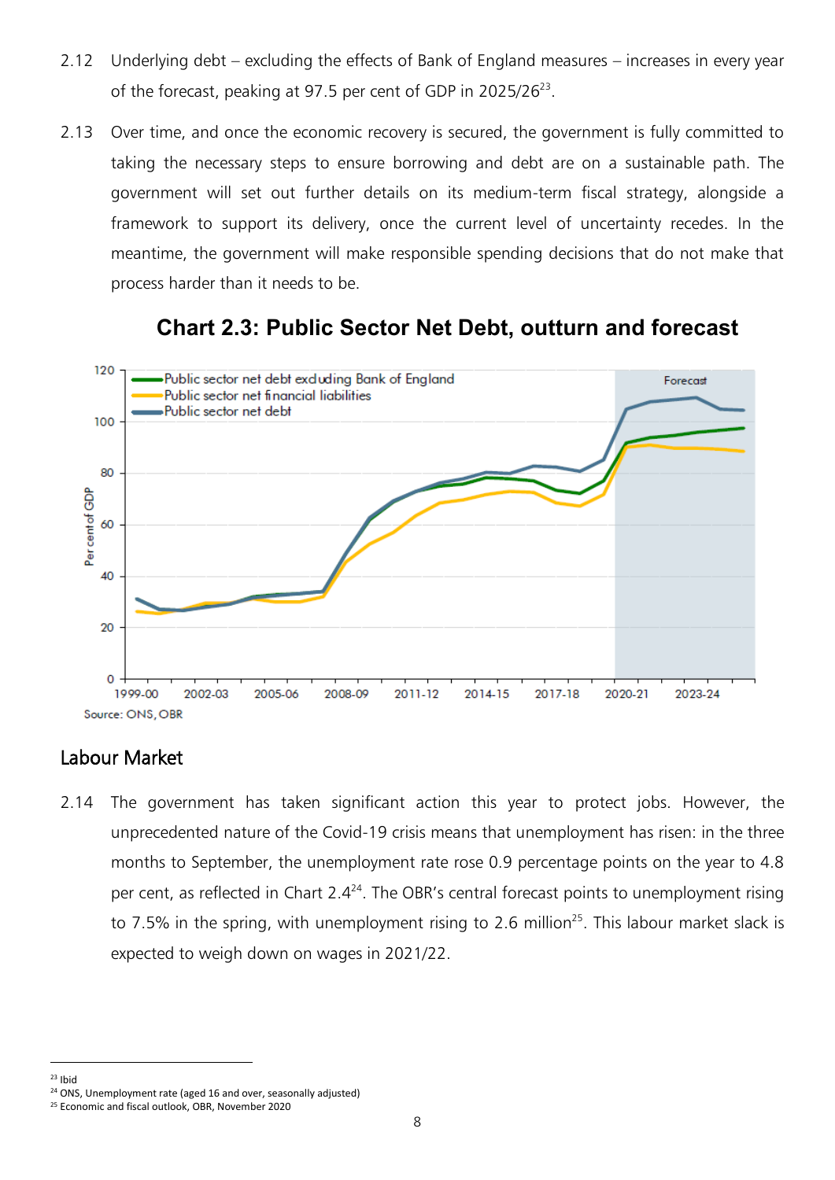2.12 Underlying debt – excluding the effects of Bank of England measures – increases in every year of the forecast, peaking at 97.5 per cent of GDP in 2025/26[23].

2.13 Over time, and once the economic recovery is secured, the government is fully committed to taking the necessary steps to ensure borrowing and debt are on a sustainable path. The government will set out further details on its medium-term fiscal strategy, alongside a framework to support its delivery, once the current level of uncertainty recedes. In the meantime, the government will make responsible spending decisions that do not make that process harder than it needs to be.

**Chart 2.3: Public Sector Net Debt, outturn and forecast**

Source: ONS, OBR

## Labour Market

2.14 The government has taken significant action this year to protect jobs. However, the unprecedented nature of the Covid-19 crisis means that unemployment has risen: in the three months to September, the unemployment rate rose 0.9 percentage points on the year to 4.8 per cent, as reflected in Chart 2.4[24]. The OBR's central forecast points to unemployment rising to 7.5% in the spring, with unemployment rising to 2.6 million[25]. This labour market slack is expected to weigh down on wages in 2021/22.

[23] Ibid

[24] ONS, Unemployment rate (aged 16 and over, seasonally adjusted)

[25] Economic and fiscal outlook, OBR, November 2020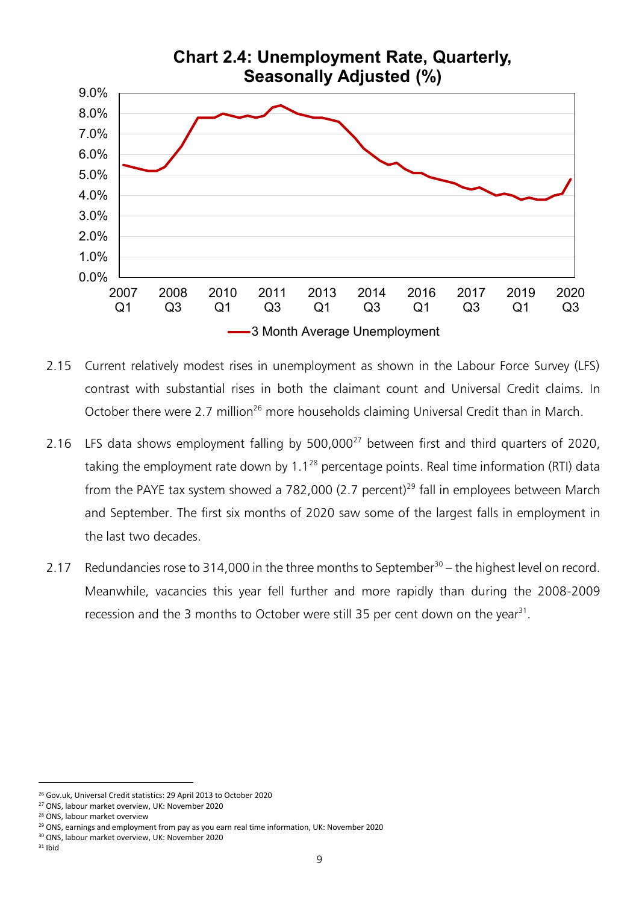**Chart 2.4: Unemployment Rate, Quarterly, Seasonally Adjusted (%)**

2.15 Current relatively modest rises in unemployment as shown in the Labour Force Survey (LFS) contrast with substantial rises in both the claimant count and Universal Credit claims. In October there were 2.7 million[26] more households claiming Universal Credit than in March.

2.16 LFS data shows employment falling by 500,000[27] between first and third quarters of 2020, taking the employment rate down by 1.1[28] percentage points. Real time information (RTI) data from the PAYE tax system showed a 782,000 (2.7 percent)[29] fall in employees between March and September. The first six months of 2020 saw some of the largest falls in employment in the last two decades.

2.17 Redundancies rose to 314,000 in the three months to September[30] – the highest level on record. Meanwhile, vacancies this year fell further and more rapidly than during the 2008-2009 recession and the 3 months to October were still 35 per cent down on the year[31].

---

[26] Gov.uk, Universal Credit statistics: 29 April 2013 to October 2020
[27] ONS, labour market overview, UK: November 2020
[28] ONS, labour market overview
[29] ONS, earnings and employment from pay as you earn real time information, UK: November 2020
[30] ONS, labour market overview, UK: November 2020
[31] Ibid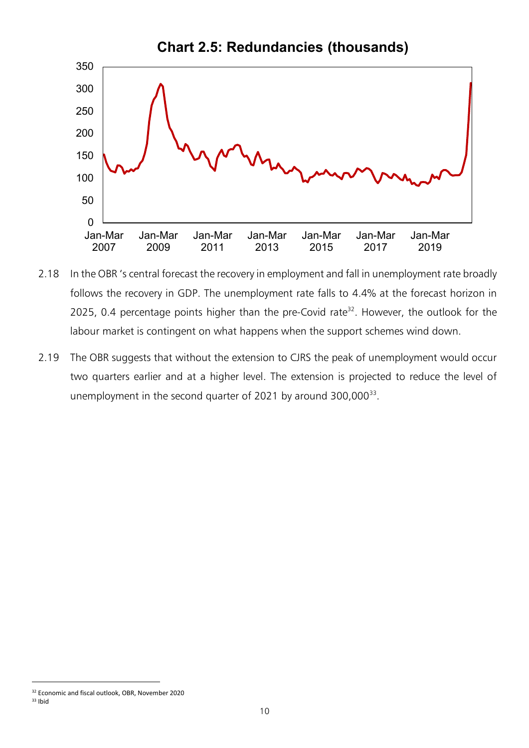**Chart 2.5: Redundancies (thousands)**

2.18 In the OBR 's central forecast the recovery in employment and fall in unemployment rate broadly follows the recovery in GDP. The unemployment rate falls to 4.4% at the forecast horizon in 2025, 0.4 percentage points higher than the pre-Covid rate[32]. However, the outlook for the labour market is contingent on what happens when the support schemes wind down.

2.19 The OBR suggests that without the extension to CJRS the peak of unemployment would occur two quarters earlier and at a higher level. The extension is projected to reduce the level of unemployment in the second quarter of 2021 by around 300,000[33].

[32] Economic and fiscal outlook, OBR, November 2020

[33] Ibid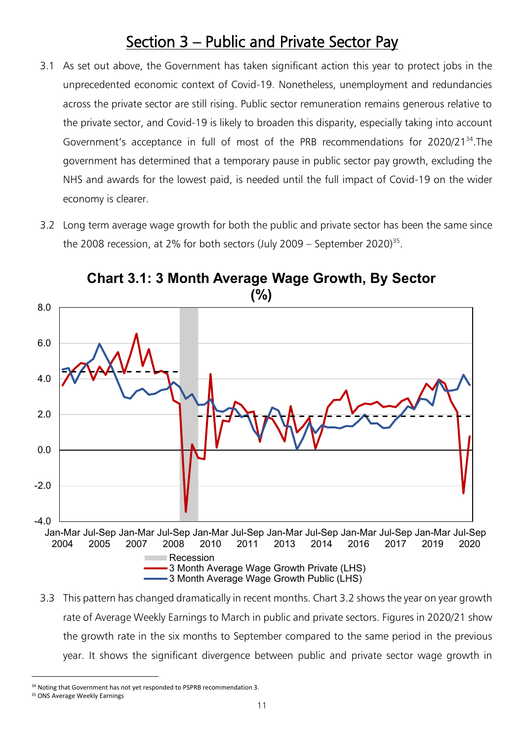## Section 3 – Public and Private Sector Pay

3.1 As set out above, the Government has taken significant action this year to protect jobs in the unprecedented economic context of Covid-19. Nonetheless, unemployment and redundancies across the private sector are still rising. Public sector remuneration remains generous relative to the private sector, and Covid-19 is likely to broaden this disparity, especially taking into account Government's acceptance in full of most of the PRB recommendations for 2020/21[34].The government has determined that a temporary pause in public sector pay growth, excluding the NHS and awards for the lowest paid, is needed until the full impact of Covid-19 on the wider economy is clearer.

3.2 Long term average wage growth for both the public and private sector has been the same since the 2008 recession, at 2% for both sectors (July 2009 – September 2020)[35].

**Chart 3.1: 3 Month Average Wage Growth, By Sector (%)**

3.3 This pattern has changed dramatically in recent months. Chart 3.2 shows the year on year growth rate of Average Weekly Earnings to March in public and private sectors. Figures in 2020/21 show the growth rate in the six months to September compared to the same period in the previous year. It shows the significant divergence between public and private sector wage growth in

---

[34] Noting that Government has not yet responded to PSPRB recommendation 3.

[35] ONS Average Weekly Earnings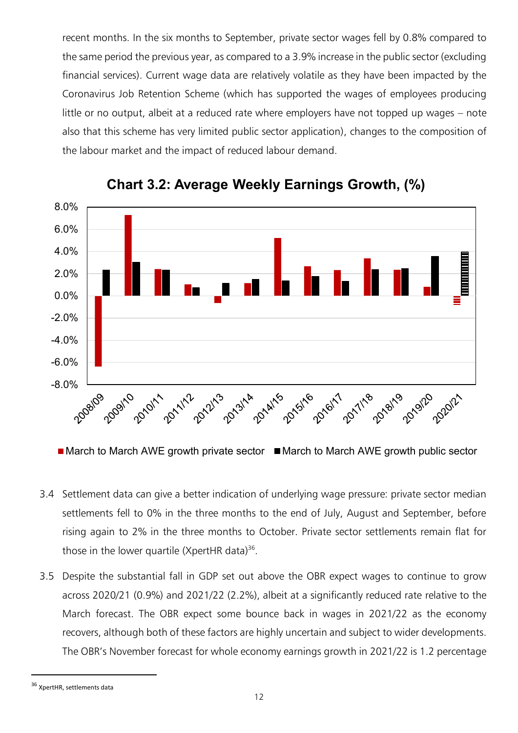recent months. In the six months to September, private sector wages fell by 0.8% compared to the same period the previous year, as compared to a 3.9% increase in the public sector (excluding financial services). Current wage data are relatively volatile as they have been impacted by the Coronavirus Job Retention Scheme (which has supported the wages of employees producing little or no output, albeit at a reduced rate where employers have not topped up wages – note also that this scheme has very limited public sector application), changes to the composition of the labour market and the impact of reduced labour demand.

**Chart 3.2: Average Weekly Earnings Growth, (%)**

■ March to March AWE growth private sector ■ March to March AWE growth public sector

3.4 Settlement data can give a better indication of underlying wage pressure: private sector median settlements fell to 0% in the three months to the end of July, August and September, before rising again to 2% in the three months to October. Private sector settlements remain flat for those in the lower quartile (XpertHR data)[36].

3.5 Despite the substantial fall in GDP set out above the OBR expect wages to continue to grow across 2020/21 (0.9%) and 2021/22 (2.2%), albeit at a significantly reduced rate relative to the March forecast. The OBR expect some bounce back in wages in 2021/22 as the economy recovers, although both of these factors are highly uncertain and subject to wider developments. The OBR's November forecast for whole economy earnings growth in 2021/22 is 1.2 percentage

[36] XpertHR, settlements data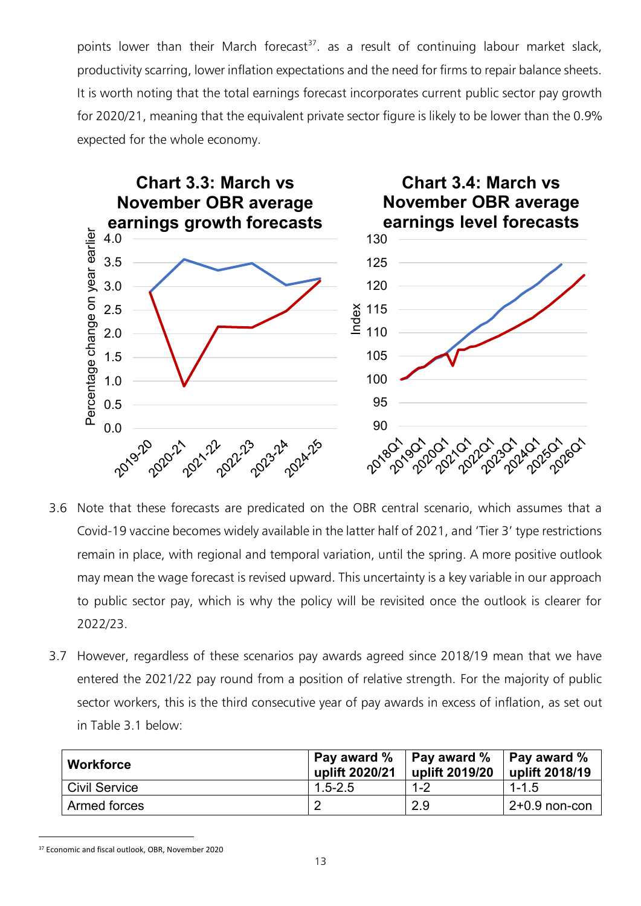points lower than their March forecast[37]. as a result of continuing labour market slack, productivity scarring, lower inflation expectations and the need for firms to repair balance sheets. It is worth noting that the total earnings forecast incorporates current public sector pay growth for 2020/21, meaning that the equivalent private sector figure is likely to be lower than the 0.9% expected for the whole economy.

**Chart 3.3: March vs November OBR average earnings growth forecasts**

**Chart 3.4: March vs November OBR average earnings level forecasts**

3.6 Note that these forecasts are predicated on the OBR central scenario, which assumes that a Covid-19 vaccine becomes widely available in the latter half of 2021, and 'Tier 3' type restrictions remain in place, with regional and temporal variation, until the spring. A more positive outlook may mean the wage forecast is revised upward. This uncertainty is a key variable in our approach to public sector pay, which is why the policy will be revisited once the outlook is clearer for 2022/23.

3.7 However, regardless of these scenarios pay awards agreed since 2018/19 mean that we have entered the 2021/22 pay round from a position of relative strength. For the majority of public sector workers, this is the third consecutive year of pay awards in excess of inflation, as set out in Table 3.1 below:

| Workforce | Pay award % uplift 2020/21 | Pay award % uplift 2019/20 | Pay award % uplift 2018/19 |
|---|---|---|---|
| Civil Service | 1.5-2.5 | 1-2 | 1-1.5 |
| Armed forces | 2 | 2.9 | 2+0.9 non-con |

[37] Economic and fiscal outlook, OBR, November 2020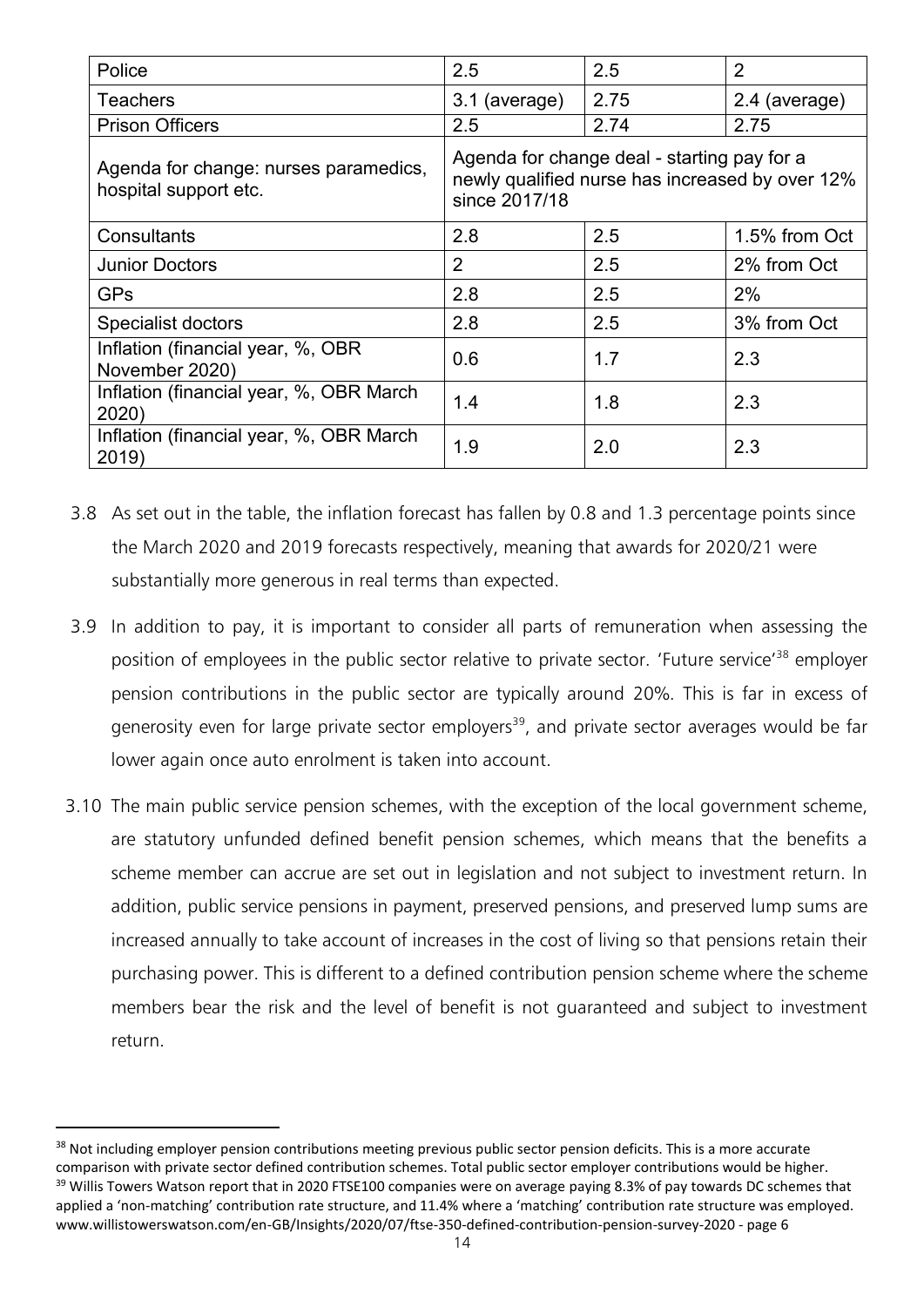| Police | 2.5 | 2.5 | 2 |
|---|---|---|---|
| Teachers | 3.1 (average) | 2.75 | 2.4 (average) |
| Prison Officers | 2.5 | 2.74 | 2.75 |
| Agenda for change: nurses paramedics, hospital support etc. | Agenda for change deal - starting pay for a newly qualified nurse has increased by over 12% since 2017/18 | | |
| Consultants | 2.8 | 2.5 | 1.5% from Oct |
| Junior Doctors | 2 | 2.5 | 2% from Oct |
| GPs | 2.8 | 2.5 | 2% |
| Specialist doctors | 2.8 | 2.5 | 3% from Oct |
| Inflation (financial year, %, OBR November 2020) | 0.6 | 1.7 | 2.3 |
| Inflation (financial year, %, OBR March 2020) | 1.4 | 1.8 | 2.3 |
| Inflation (financial year, %, OBR March 2019) | 1.9 | 2.0 | 2.3 |

3.8 As set out in the table, the inflation forecast has fallen by 0.8 and 1.3 percentage points since the March 2020 and 2019 forecasts respectively, meaning that awards for 2020/21 were substantially more generous in real terms than expected.

3.9 In addition to pay, it is important to consider all parts of remuneration when assessing the position of employees in the public sector relative to private sector. 'Future service'[38] employer pension contributions in the public sector are typically around 20%. This is far in excess of generosity even for large private sector employers[39], and private sector averages would be far lower again once auto enrolment is taken into account.

3.10 The main public service pension schemes, with the exception of the local government scheme, are statutory unfunded defined benefit pension schemes, which means that the benefits a scheme member can accrue are set out in legislation and not subject to investment return. In addition, public service pensions in payment, preserved pensions, and preserved lump sums are increased annually to take account of increases in the cost of living so that pensions retain their purchasing power. This is different to a defined contribution pension scheme where the scheme members bear the risk and the level of benefit is not guaranteed and subject to investment return.

[38] Not including employer pension contributions meeting previous public sector pension deficits. This is a more accurate comparison with private sector defined contribution schemes. Total public sector employer contributions would be higher.

[39] Willis Towers Watson report that in 2020 FTSE100 companies were on average paying 8.3% of pay towards DC schemes that applied a 'non-matching' contribution rate structure, and 11.4% where a 'matching' contribution rate structure was employed. www.willistowerswatson.com/en-GB/Insights/2020/07/ftse-350-defined-contribution-pension-survey-2020 - page 6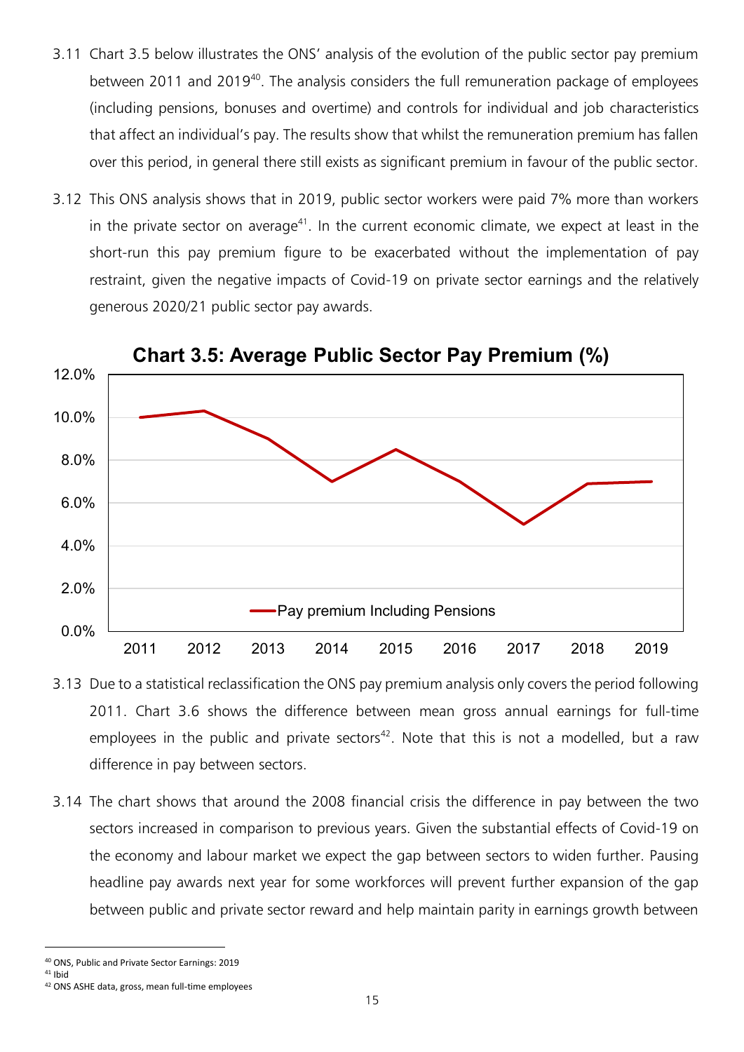3.11 Chart 3.5 below illustrates the ONS' analysis of the evolution of the public sector pay premium between 2011 and 2019[40]. The analysis considers the full remuneration package of employees (including pensions, bonuses and overtime) and controls for individual and job characteristics that affect an individual's pay. The results show that whilst the remuneration premium has fallen over this period, in general there still exists as significant premium in favour of the public sector.

3.12 This ONS analysis shows that in 2019, public sector workers were paid 7% more than workers in the private sector on average[41]. In the current economic climate, we expect at least in the short-run this pay premium figure to be exacerbated without the implementation of pay restraint, given the negative impacts of Covid-19 on private sector earnings and the relatively generous 2020/21 public sector pay awards.

**Chart 3.5: Average Public Sector Pay Premium (%)**

3.13 Due to a statistical reclassification the ONS pay premium analysis only covers the period following 2011. Chart 3.6 shows the difference between mean gross annual earnings for full-time employees in the public and private sectors[42]. Note that this is not a modelled, but a raw difference in pay between sectors.

3.14 The chart shows that around the 2008 financial crisis the difference in pay between the two sectors increased in comparison to previous years. Given the substantial effects of Covid-19 on the economy and labour market we expect the gap between sectors to widen further. Pausing headline pay awards next year for some workforces will prevent further expansion of the gap between public and private sector reward and help maintain parity in earnings growth between

[40] ONS, Public and Private Sector Earnings: 2019
[41] Ibid
[42] ONS ASHE data, gross, mean full-time employees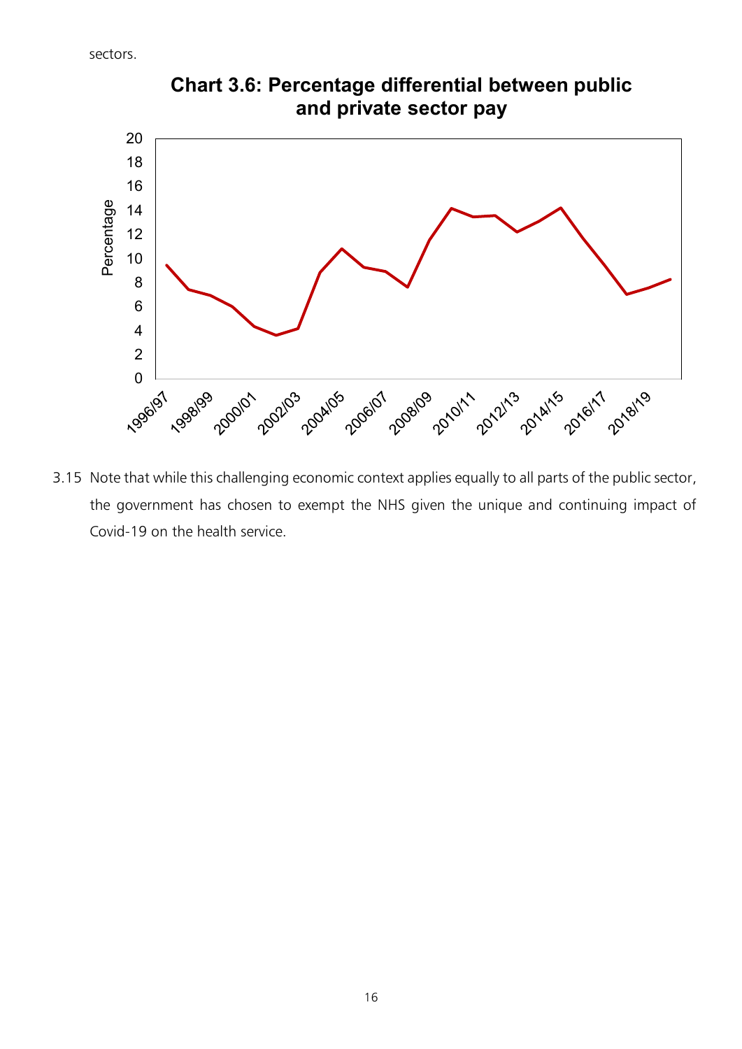sectors.

**Chart 3.6: Percentage differential between public and private sector pay**

3.15 Note that while this challenging economic context applies equally to all parts of the public sector, the government has chosen to exempt the NHS given the unique and continuing impact of Covid-19 on the health service.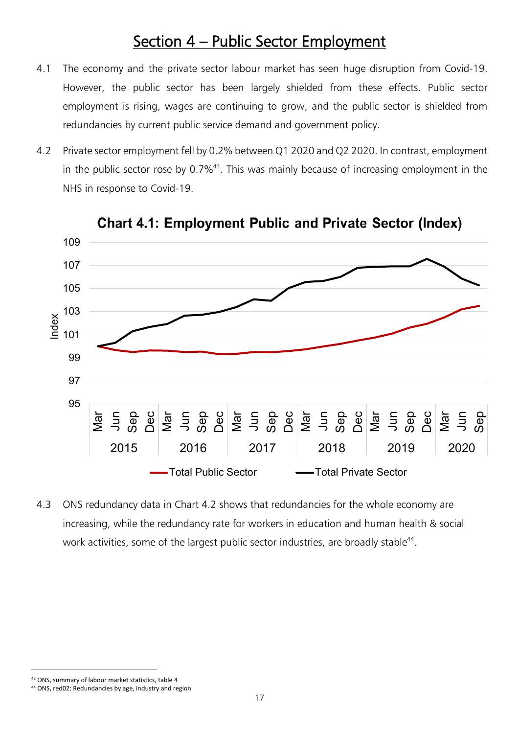# Section 4 – Public Sector Employment

4.1 The economy and the private sector labour market has seen huge disruption from Covid-19. However, the public sector has been largely shielded from these effects. Public sector employment is rising, wages are continuing to grow, and the public sector is shielded from redundancies by current public service demand and government policy.

4.2 Private sector employment fell by 0.2% between Q1 2020 and Q2 2020. In contrast, employment in the public sector rose by 0.7%[43]. This was mainly because of increasing employment in the NHS in response to Covid-19.

**Chart 4.1: Employment Public and Private Sector (Index)**

4.3 ONS redundancy data in Chart 4.2 shows that redundancies for the whole economy are increasing, while the redundancy rate for workers in education and human health & social work activities, some of the largest public sector industries, are broadly stable[44].

[43] ONS, summary of labour market statistics, table 4

[44] ONS, red02: Redundancies by age, industry and region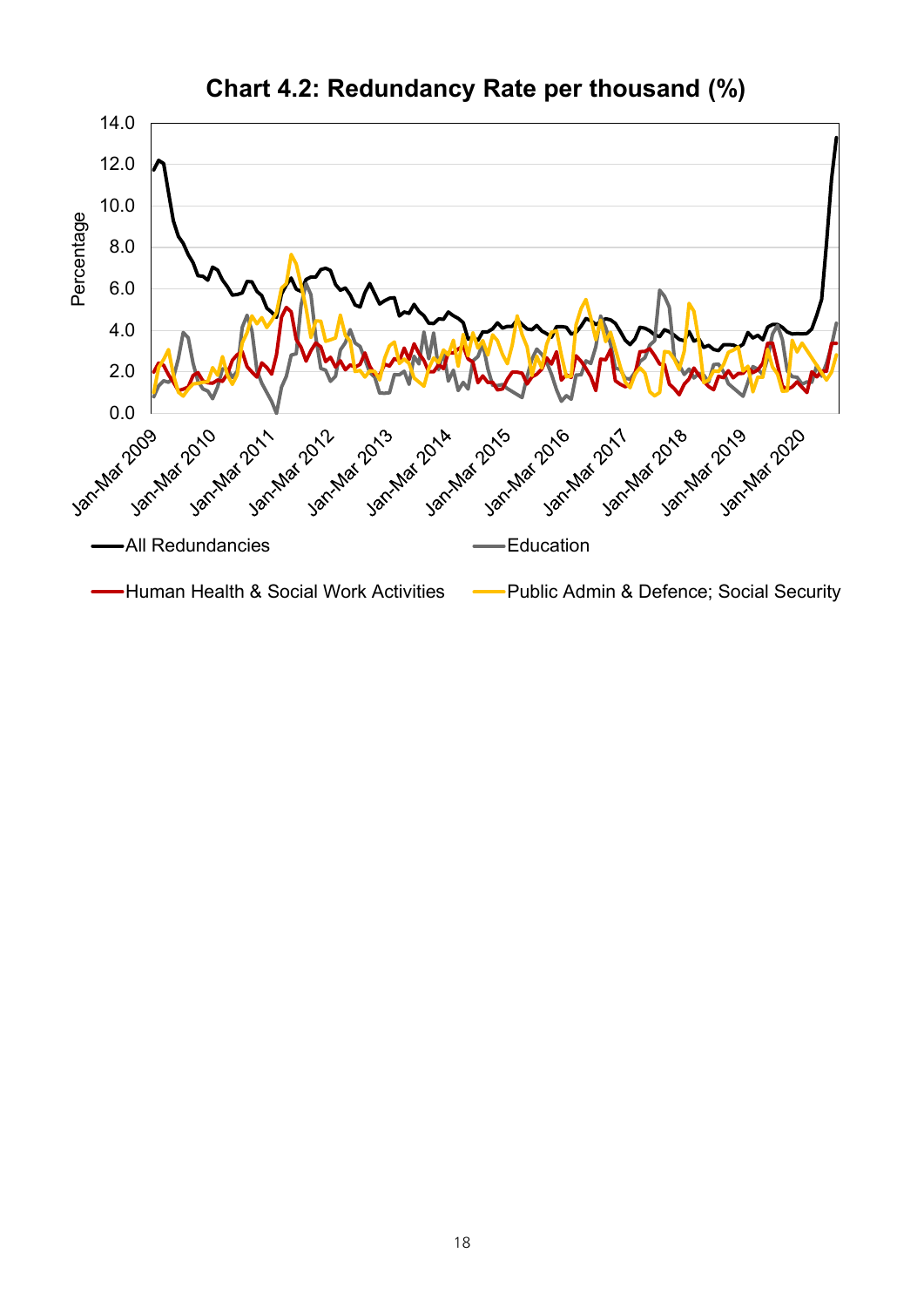## Chart 4.2: Redundancy Rate per thousand (%)

Percentage

0.0, 2.0, 4.0, 6.0, 8.0, 10.0, 12.0, 14.0

Jan-Mar 2009, Jan-Mar 2010, Jan-Mar 2011, Jan-Mar 2012, Jan-Mar 2013, Jan-Mar 2014, Jan-Mar 2015, Jan-Mar 2016, Jan-Mar 2017, Jan-Mar 2018, Jan-Mar 2019, Jan-Mar 2020

All Redundancies

Education

Human Health & Social Work Activities

Public Admin & Defence; Social Security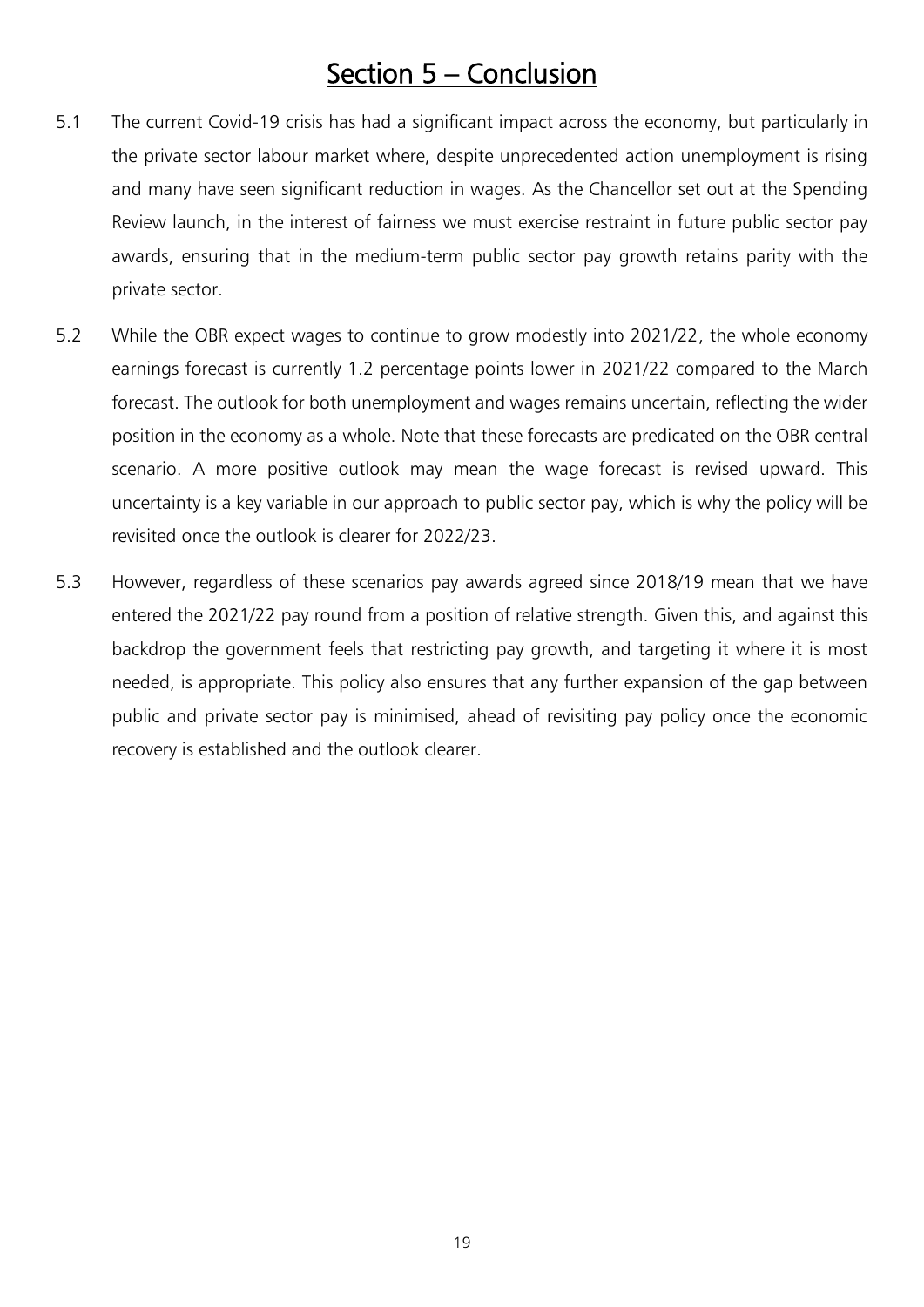# Section 5 – Conclusion

5.1 The current Covid-19 crisis has had a significant impact across the economy, but particularly in the private sector labour market where, despite unprecedented action unemployment is rising and many have seen significant reduction in wages. As the Chancellor set out at the Spending Review launch, in the interest of fairness we must exercise restraint in future public sector pay awards, ensuring that in the medium-term public sector pay growth retains parity with the private sector.

5.2 While the OBR expect wages to continue to grow modestly into 2021/22, the whole economy earnings forecast is currently 1.2 percentage points lower in 2021/22 compared to the March forecast. The outlook for both unemployment and wages remains uncertain, reflecting the wider position in the economy as a whole. Note that these forecasts are predicated on the OBR central scenario. A more positive outlook may mean the wage forecast is revised upward. This uncertainty is a key variable in our approach to public sector pay, which is why the policy will be revisited once the outlook is clearer for 2022/23.

5.3 However, regardless of these scenarios pay awards agreed since 2018/19 mean that we have entered the 2021/22 pay round from a position of relative strength. Given this, and against this backdrop the government feels that restricting pay growth, and targeting it where it is most needed, is appropriate. This policy also ensures that any further expansion of the gap between public and private sector pay is minimised, ahead of revisiting pay policy once the economic recovery is established and the outlook clearer.